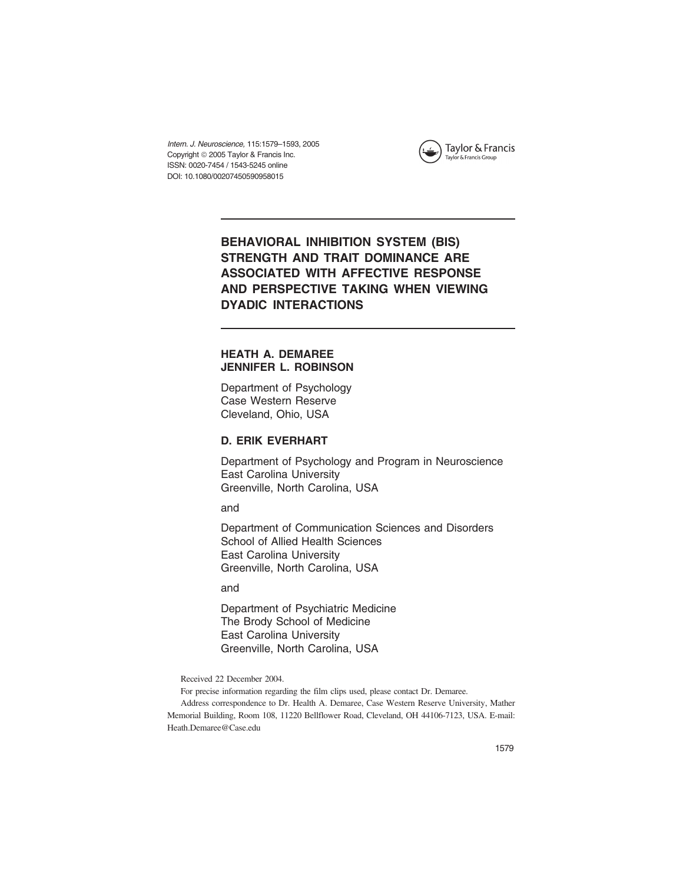# BEHAVIORAL INHIBITION SYSTEM (BIS) STRENGTH AND TRAIT DOMINANCE ARE ASSOCIATED WITH AFFECTIVE RESPONSE AND PERSPECTIVE TAKING WHEN VIEWING DYADIC INTERACTIONS

**HEATH A. DEMAREE**
**JENNIFER L. ROBINSON**

Department of Psychology
Case Western Reserve
Cleveland, Ohio, USA

**D. ERIK EVERHART**

Department of Psychology and Program in Neuroscience
East Carolina University
Greenville, North Carolina, USA

and

Department of Communication Sciences and Disorders
School of Allied Health Sciences
East Carolina University
Greenville, North Carolina, USA

and

Department of Psychiatric Medicine
The Brody School of Medicine
East Carolina University
Greenville, North Carolina, USA

Received 22 December 2004.

For precise information regarding the film clips used, please contact Dr. Demaree.

Address correspondence to Dr. Health A. Demaree, Case Western Reserve University, Mather Memorial Building, Room 108, 11220 Bellflower Road, Cleveland, OH 44106-7123, USA. E-mail: Heath.Demaree@Case.edu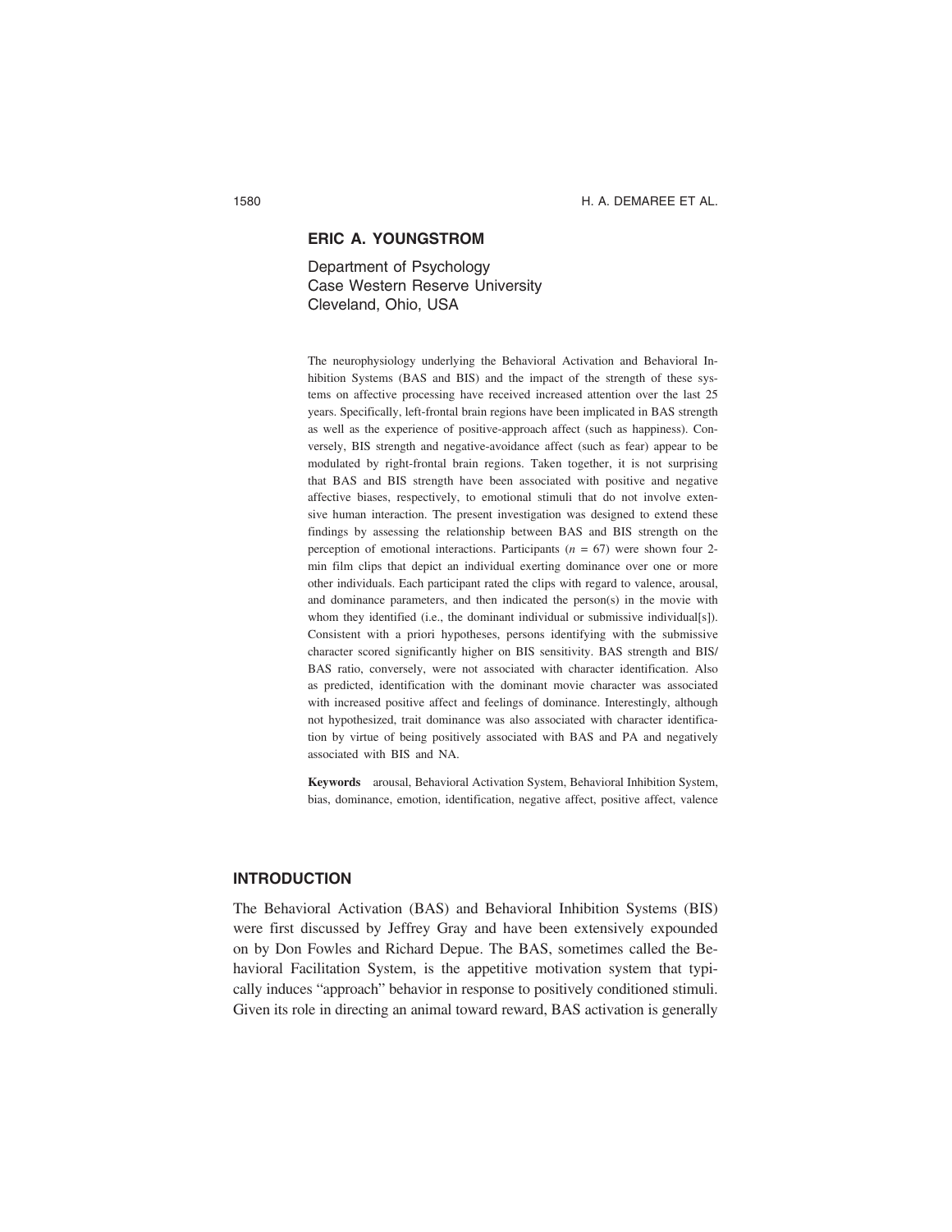**ERIC A. YOUNGSTROM**

Department of Psychology
Case Western Reserve University
Cleveland, Ohio, USA

The neurophysiology underlying the Behavioral Activation and Behavioral Inhibition Systems (BAS and BIS) and the impact of the strength of these systems on affective processing have received increased attention over the last 25 years. Specifically, left-frontal brain regions have been implicated in BAS strength as well as the experience of positive-approach affect (such as happiness). Conversely, BIS strength and negative-avoidance affect (such as fear) appear to be modulated by right-frontal brain regions. Taken together, it is not surprising that BAS and BIS strength have been associated with positive and negative affective biases, respectively, to emotional stimuli that do not involve extensive human interaction. The present investigation was designed to extend these findings by assessing the relationship between BAS and BIS strength on the perception of emotional interactions. Participants ($n$ = 67) were shown four 2-min film clips that depict an individual exerting dominance over one or more other individuals. Each participant rated the clips with regard to valence, arousal, and dominance parameters, and then indicated the person(s) in the movie with whom they identified (i.e., the dominant individual or submissive individual[s]). Consistent with a priori hypotheses, persons identifying with the submissive character scored significantly higher on BIS sensitivity. BAS strength and BIS/BAS ratio, conversely, were not associated with character identification. Also as predicted, identification with the dominant movie character was associated with increased positive affect and feelings of dominance. Interestingly, although not hypothesized, trait dominance was also associated with character identification by virtue of being positively associated with BAS and PA and negatively associated with BIS and NA.

**Keywords** arousal, Behavioral Activation System, Behavioral Inhibition System, bias, dominance, emotion, identification, negative affect, positive affect, valence

## INTRODUCTION

The Behavioral Activation (BAS) and Behavioral Inhibition Systems (BIS) were first discussed by Jeffrey Gray and have been extensively expounded on by Don Fowles and Richard Depue. The BAS, sometimes called the Behavioral Facilitation System, is the appetitive motivation system that typically induces "approach" behavior in response to positively conditioned stimuli. Given its role in directing an animal toward reward, BAS activation is generally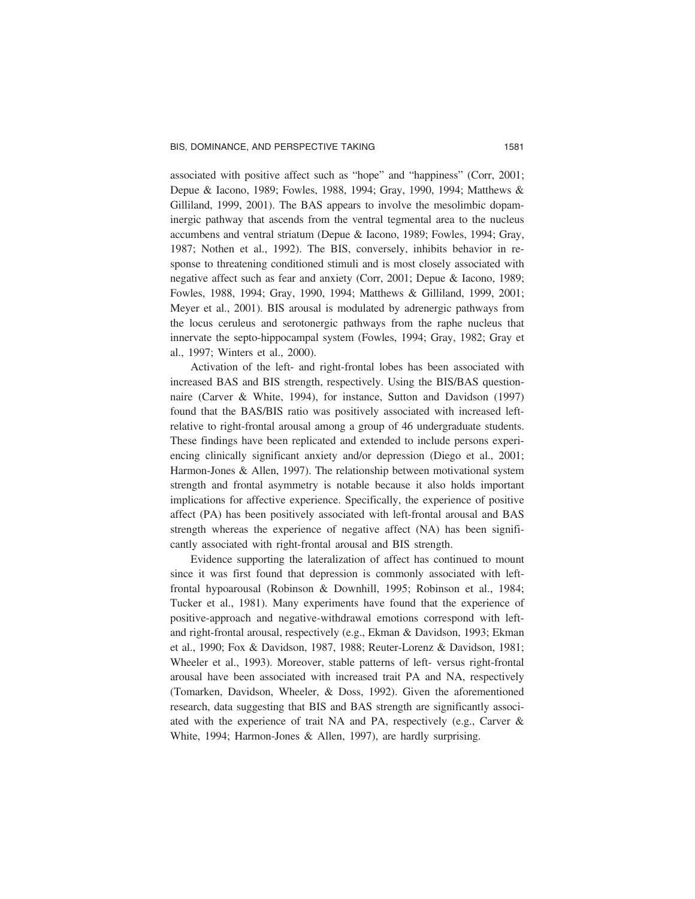associated with positive affect such as "hope" and "happiness" (Corr, 2001; Depue & Iacono, 1989; Fowles, 1988, 1994; Gray, 1990, 1994; Matthews & Gilliland, 1999, 2001). The BAS appears to involve the mesolimbic dopaminergic pathway that ascends from the ventral tegmental area to the nucleus accumbens and ventral striatum (Depue & Iacono, 1989; Fowles, 1994; Gray, 1987; Nothen et al., 1992). The BIS, conversely, inhibits behavior in response to threatening conditioned stimuli and is most closely associated with negative affect such as fear and anxiety (Corr, 2001; Depue & Iacono, 1989; Fowles, 1988, 1994; Gray, 1990, 1994; Matthews & Gilliland, 1999, 2001; Meyer et al., 2001). BIS arousal is modulated by adrenergic pathways from the locus ceruleus and serotonergic pathways from the raphe nucleus that innervate the septo-hippocampal system (Fowles, 1994; Gray, 1982; Gray et al., 1997; Winters et al., 2000).

Activation of the left- and right-frontal lobes has been associated with increased BAS and BIS strength, respectively. Using the BIS/BAS questionnaire (Carver & White, 1994), for instance, Sutton and Davidson (1997) found that the BAS/BIS ratio was positively associated with increased left- relative to right-frontal arousal among a group of 46 undergraduate students. These findings have been replicated and extended to include persons experiencing clinically significant anxiety and/or depression (Diego et al., 2001; Harmon-Jones & Allen, 1997). The relationship between motivational system strength and frontal asymmetry is notable because it also holds important implications for affective experience. Specifically, the experience of positive affect (PA) has been positively associated with left-frontal arousal and BAS strength whereas the experience of negative affect (NA) has been significantly associated with right-frontal arousal and BIS strength.

Evidence supporting the lateralization of affect has continued to mount since it was first found that depression is commonly associated with left-frontal hypoarousal (Robinson & Downhill, 1995; Robinson et al., 1984; Tucker et al., 1981). Many experiments have found that the experience of positive-approach and negative-withdrawal emotions correspond with left- and right-frontal arousal, respectively (e.g., Ekman & Davidson, 1993; Ekman et al., 1990; Fox & Davidson, 1987, 1988; Reuter-Lorenz & Davidson, 1981; Wheeler et al., 1993). Moreover, stable patterns of left- versus right-frontal arousal have been associated with increased trait PA and NA, respectively (Tomarken, Davidson, Wheeler, & Doss, 1992). Given the aforementioned research, data suggesting that BIS and BAS strength are significantly associated with the experience of trait NA and PA, respectively (e.g., Carver & White, 1994; Harmon-Jones & Allen, 1997), are hardly surprising.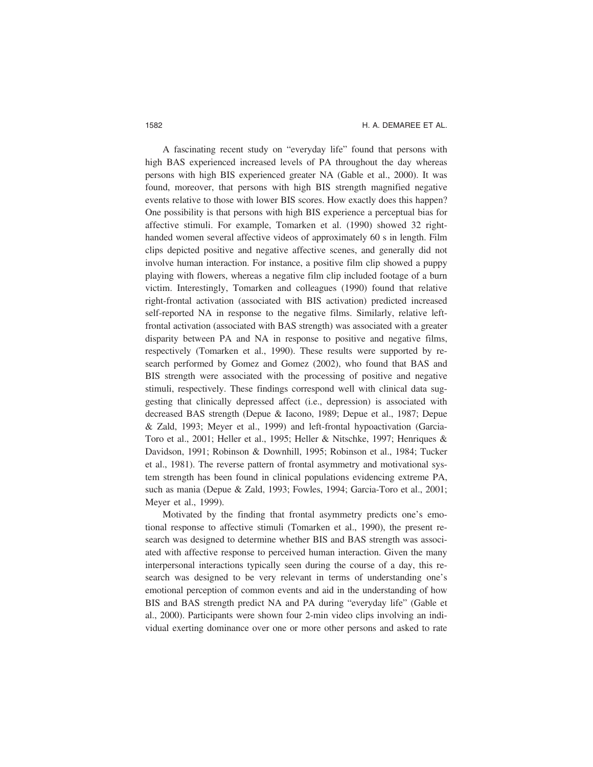A fascinating recent study on "everyday life" found that persons with high BAS experienced increased levels of PA throughout the day whereas persons with high BIS experienced greater NA (Gable et al., 2000). It was found, moreover, that persons with high BIS strength magnified negative events relative to those with lower BIS scores. How exactly does this happen? One possibility is that persons with high BIS experience a perceptual bias for affective stimuli. For example, Tomarken et al. (1990) showed 32 right-handed women several affective videos of approximately 60 s in length. Film clips depicted positive and negative affective scenes, and generally did not involve human interaction. For instance, a positive film clip showed a puppy playing with flowers, whereas a negative film clip included footage of a burn victim. Interestingly, Tomarken and colleagues (1990) found that relative right-frontal activation (associated with BIS activation) predicted increased self-reported NA in response to the negative films. Similarly, relative left-frontal activation (associated with BAS strength) was associated with a greater disparity between PA and NA in response to positive and negative films, respectively (Tomarken et al., 1990). These results were supported by research performed by Gomez and Gomez (2002), who found that BAS and BIS strength were associated with the processing of positive and negative stimuli, respectively. These findings correspond well with clinical data suggesting that clinically depressed affect (i.e., depression) is associated with decreased BAS strength (Depue & Iacono, 1989; Depue et al., 1987; Depue & Zald, 1993; Meyer et al., 1999) and left-frontal hypoactivation (Garcia-Toro et al., 2001; Heller et al., 1995; Heller & Nitschke, 1997; Henriques & Davidson, 1991; Robinson & Downhill, 1995; Robinson et al., 1984; Tucker et al., 1981). The reverse pattern of frontal asymmetry and motivational system strength has been found in clinical populations evidencing extreme PA, such as mania (Depue & Zald, 1993; Fowles, 1994; Garcia-Toro et al., 2001; Meyer et al., 1999).

Motivated by the finding that frontal asymmetry predicts one's emotional response to affective stimuli (Tomarken et al., 1990), the present research was designed to determine whether BIS and BAS strength was associated with affective response to perceived human interaction. Given the many interpersonal interactions typically seen during the course of a day, this research was designed to be very relevant in terms of understanding one's emotional perception of common events and aid in the understanding of how BIS and BAS strength predict NA and PA during "everyday life" (Gable et al., 2000). Participants were shown four 2-min video clips involving an individual exerting dominance over one or more other persons and asked to rate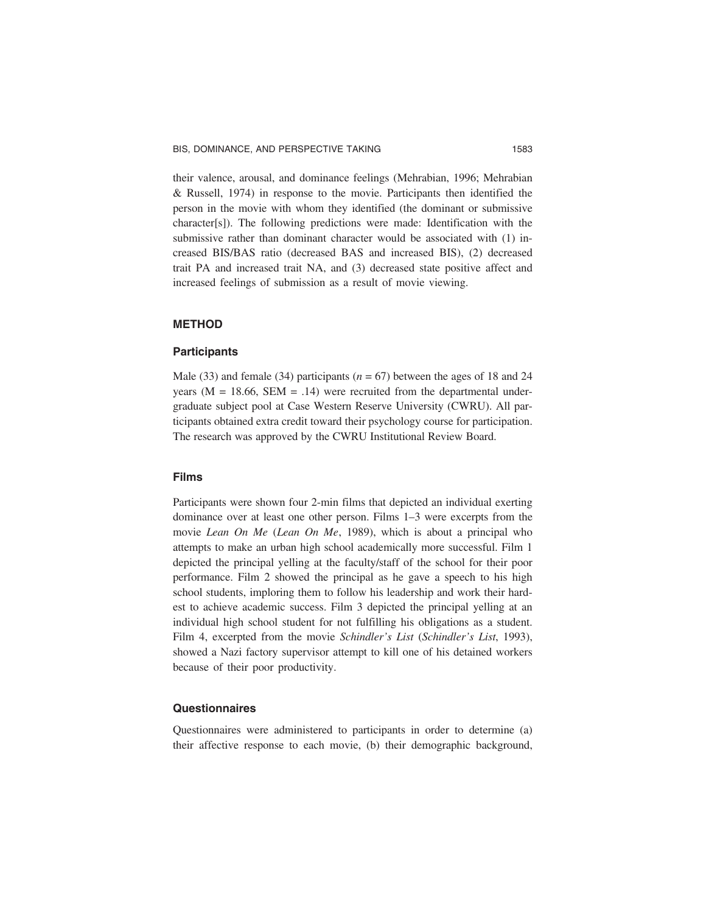their valence, arousal, and dominance feelings (Mehrabian, 1996; Mehrabian & Russell, 1974) in response to the movie. Participants then identified the person in the movie with whom they identified (the dominant or submissive character[s]). The following predictions were made: Identification with the submissive rather than dominant character would be associated with (1) increased BIS/BAS ratio (decreased BAS and increased BIS), (2) decreased trait PA and increased trait NA, and (3) decreased state positive affect and increased feelings of submission as a result of movie viewing.

## METHOD

### Participants

Male (33) and female (34) participants ($n = 67$) between the ages of 18 and 24 years (M = 18.66, SEM = .14) were recruited from the departmental undergraduate subject pool at Case Western Reserve University (CWRU). All participants obtained extra credit toward their psychology course for participation. The research was approved by the CWRU Institutional Review Board.

### Films

Participants were shown four 2-min films that depicted an individual exerting dominance over at least one other person. Films 1–3 were excerpts from the movie *Lean On Me* (*Lean On Me*, 1989), which is about a principal who attempts to make an urban high school academically more successful. Film 1 depicted the principal yelling at the faculty/staff of the school for their poor performance. Film 2 showed the principal as he gave a speech to his high school students, imploring them to follow his leadership and work their hardest to achieve academic success. Film 3 depicted the principal yelling at an individual high school student for not fulfilling his obligations as a student. Film 4, excerpted from the movie *Schindler's List* (*Schindler's List*, 1993), showed a Nazi factory supervisor attempt to kill one of his detained workers because of their poor productivity.

### Questionnaires

Questionnaires were administered to participants in order to determine (a) their affective response to each movie, (b) their demographic background,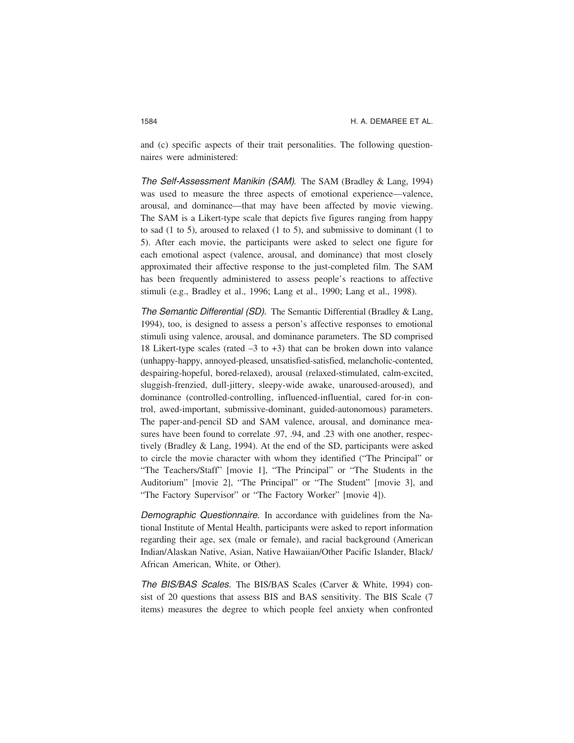and (c) specific aspects of their trait personalities. The following questionnaires were administered:

*The Self-Assessment Manikin (SAM).* The SAM (Bradley & Lang, 1994) was used to measure the three aspects of emotional experience—valence, arousal, and dominance—that may have been affected by movie viewing. The SAM is a Likert-type scale that depicts five figures ranging from happy to sad (1 to 5), aroused to relaxed (1 to 5), and submissive to dominant (1 to 5). After each movie, the participants were asked to select one figure for each emotional aspect (valence, arousal, and dominance) that most closely approximated their affective response to the just-completed film. The SAM has been frequently administered to assess people's reactions to affective stimuli (e.g., Bradley et al., 1996; Lang et al., 1990; Lang et al., 1998).

*The Semantic Differential (SD).* The Semantic Differential (Bradley & Lang, 1994), too, is designed to assess a person's affective responses to emotional stimuli using valence, arousal, and dominance parameters. The SD comprised 18 Likert-type scales (rated –3 to +3) that can be broken down into valance (unhappy-happy, annoyed-pleased, unsatisfied-satisfied, melancholic-contented, despairing-hopeful, bored-relaxed), arousal (relaxed-stimulated, calm-excited, sluggish-frenzied, dull-jittery, sleepy-wide awake, unaroused-aroused), and dominance (controlled-controlling, influenced-influential, cared for-in control, awed-important, submissive-dominant, guided-autonomous) parameters. The paper-and-pencil SD and SAM valence, arousal, and dominance measures have been found to correlate .97, .94, and .23 with one another, respectively (Bradley & Lang, 1994). At the end of the SD, participants were asked to circle the movie character with whom they identified ("The Principal" or "The Teachers/Staff" [movie 1], "The Principal" or "The Students in the Auditorium" [movie 2], "The Principal" or "The Student" [movie 3], and "The Factory Supervisor" or "The Factory Worker" [movie 4]).

*Demographic Questionnaire.* In accordance with guidelines from the National Institute of Mental Health, participants were asked to report information regarding their age, sex (male or female), and racial background (American Indian/Alaskan Native, Asian, Native Hawaiian/Other Pacific Islander, Black/African American, White, or Other).

*The BIS/BAS Scales.* The BIS/BAS Scales (Carver & White, 1994) consist of 20 questions that assess BIS and BAS sensitivity. The BIS Scale (7 items) measures the degree to which people feel anxiety when confronted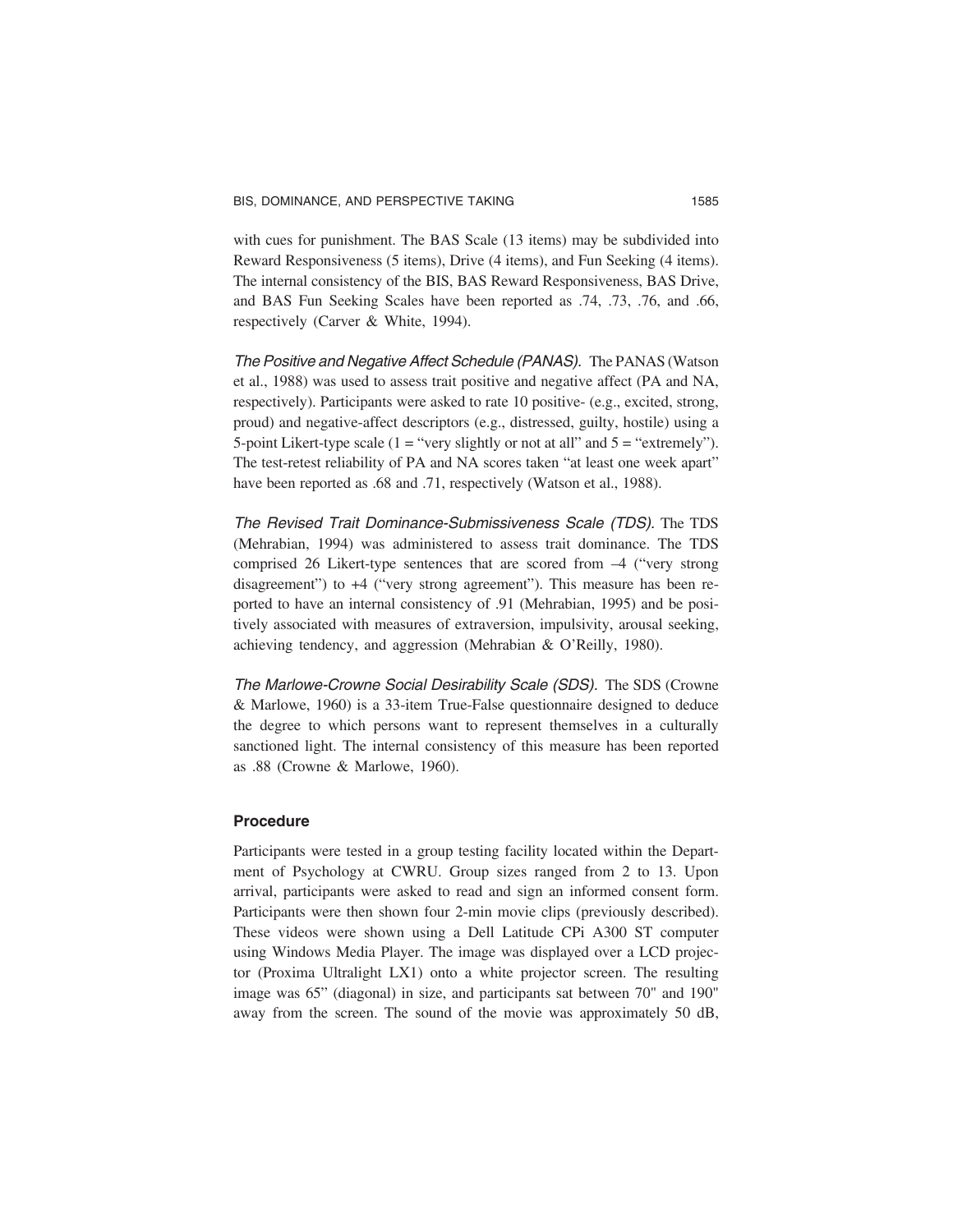with cues for punishment. The BAS Scale (13 items) may be subdivided into Reward Responsiveness (5 items), Drive (4 items), and Fun Seeking (4 items). The internal consistency of the BIS, BAS Reward Responsiveness, BAS Drive, and BAS Fun Seeking Scales have been reported as .74, .73, .76, and .66, respectively (Carver & White, 1994).

*The Positive and Negative Affect Schedule (PANAS).* The PANAS (Watson et al., 1988) was used to assess trait positive and negative affect (PA and NA, respectively). Participants were asked to rate 10 positive- (e.g., excited, strong, proud) and negative-affect descriptors (e.g., distressed, guilty, hostile) using a 5-point Likert-type scale (1 = "very slightly or not at all" and 5 = "extremely"). The test-retest reliability of PA and NA scores taken "at least one week apart" have been reported as .68 and .71, respectively (Watson et al., 1988).

*The Revised Trait Dominance-Submissiveness Scale (TDS).* The TDS (Mehrabian, 1994) was administered to assess trait dominance. The TDS comprised 26 Likert-type sentences that are scored from –4 ("very strong disagreement") to +4 ("very strong agreement"). This measure has been reported to have an internal consistency of .91 (Mehrabian, 1995) and be positively associated with measures of extraversion, impulsivity, arousal seeking, achieving tendency, and aggression (Mehrabian & O'Reilly, 1980).

*The Marlowe-Crowne Social Desirability Scale (SDS).* The SDS (Crowne & Marlowe, 1960) is a 33-item True-False questionnaire designed to deduce the degree to which persons want to represent themselves in a culturally sanctioned light. The internal consistency of this measure has been reported as .88 (Crowne & Marlowe, 1960).

### Procedure

Participants were tested in a group testing facility located within the Department of Psychology at CWRU. Group sizes ranged from 2 to 13. Upon arrival, participants were asked to read and sign an informed consent form. Participants were then shown four 2-min movie clips (previously described). These videos were shown using a Dell Latitude CPi A300 ST computer using Windows Media Player. The image was displayed over a LCD projector (Proxima Ultralight LX1) onto a white projector screen. The resulting image was 65" (diagonal) in size, and participants sat between 70" and 190" away from the screen. The sound of the movie was approximately 50 dB,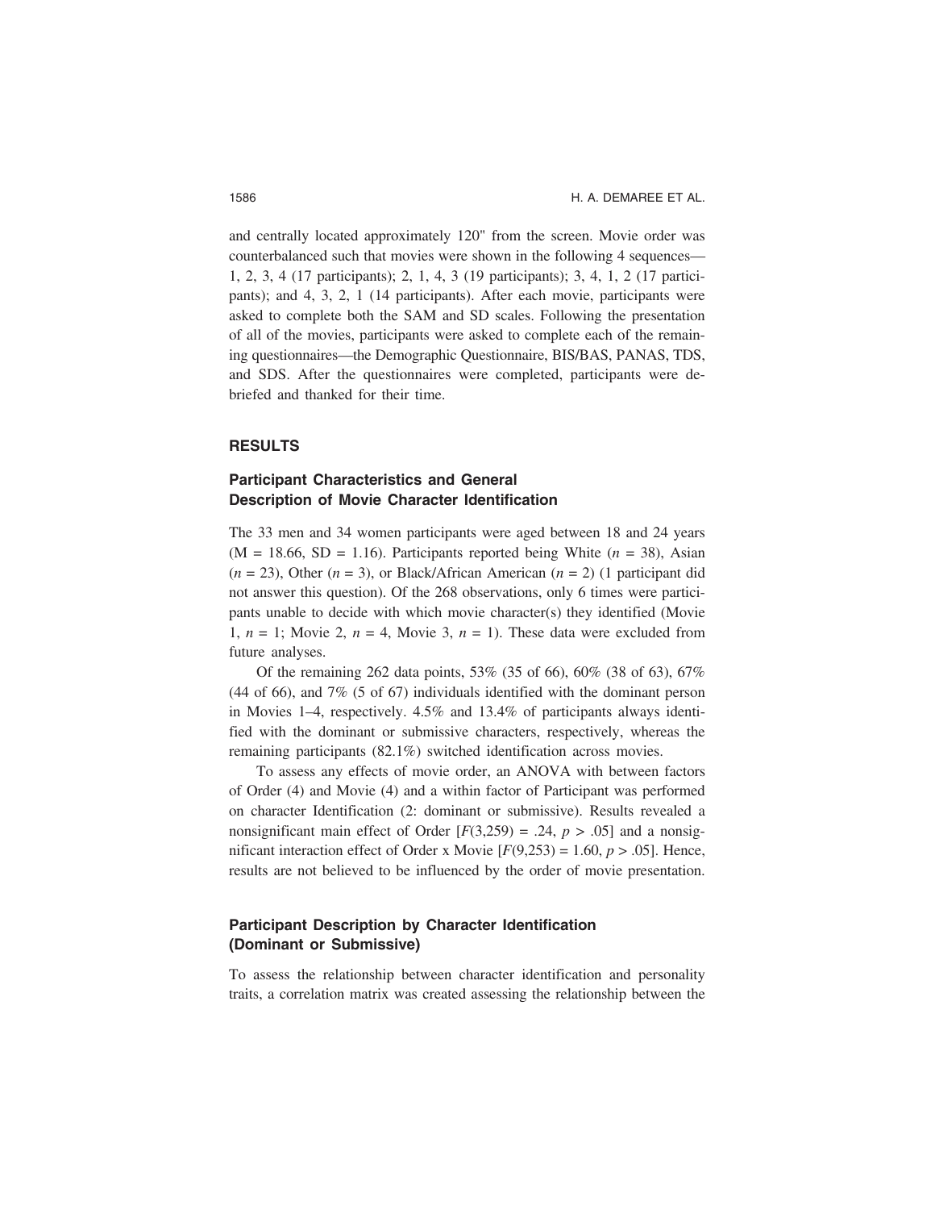and centrally located approximately 120" from the screen. Movie order was counterbalanced such that movies were shown in the following 4 sequences—1, 2, 3, 4 (17 participants); 2, 1, 4, 3 (19 participants); 3, 4, 1, 2 (17 participants); and 4, 3, 2, 1 (14 participants). After each movie, participants were asked to complete both the SAM and SD scales. Following the presentation of all of the movies, participants were asked to complete each of the remaining questionnaires—the Demographic Questionnaire, BIS/BAS, PANAS, TDS, and SDS. After the questionnaires were completed, participants were debriefed and thanked for their time.

## RESULTS

### Participant Characteristics and General Description of Movie Character Identification

The 33 men and 34 women participants were aged between 18 and 24 years (M = 18.66, SD = 1.16). Participants reported being White ($n = 38$), Asian ($n = 23$), Other ($n = 3$), or Black/African American ($n = 2$) (1 participant did not answer this question). Of the 268 observations, only 6 times were participants unable to decide with which movie character(s) they identified (Movie 1, $n = 1$; Movie 2, $n = 4$, Movie 3, $n = 1$). These data were excluded from future analyses.

Of the remaining 262 data points, 53% (35 of 66), 60% (38 of 63), 67% (44 of 66), and 7% (5 of 67) individuals identified with the dominant person in Movies 1–4, respectively. 4.5% and 13.4% of participants always identified with the dominant or submissive characters, respectively, whereas the remaining participants (82.1%) switched identification across movies.

To assess any effects of movie order, an ANOVA with between factors of Order (4) and Movie (4) and a within factor of Participant was performed on character Identification (2: dominant or submissive). Results revealed a nonsignificant main effect of Order [$F(3,259) = .24$, $p > .05$] and a nonsignificant interaction effect of Order x Movie [$F(9,253) = 1.60$, $p > .05$]. Hence, results are not believed to be influenced by the order of movie presentation.

### Participant Description by Character Identification (Dominant or Submissive)

To assess the relationship between character identification and personality traits, a correlation matrix was created assessing the relationship between the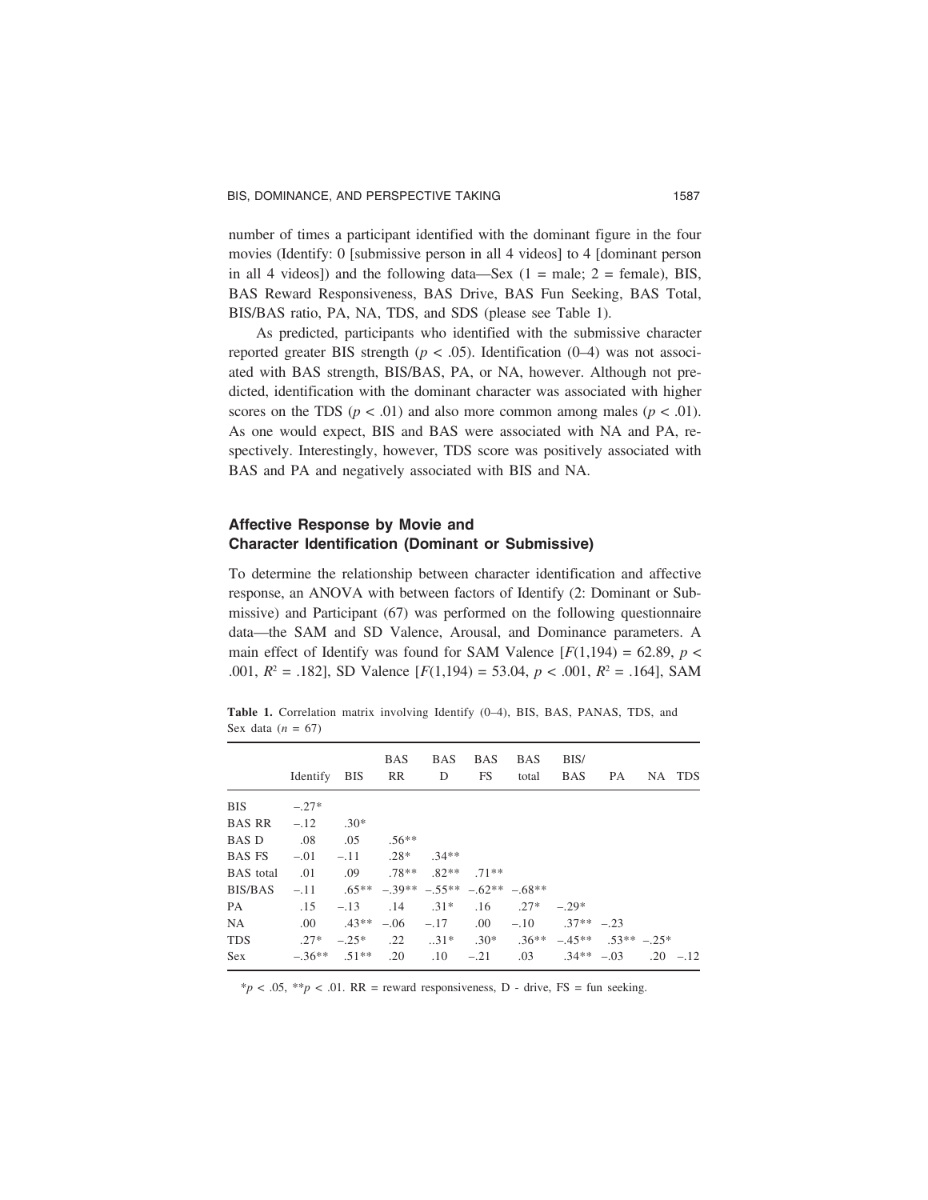number of times a participant identified with the dominant figure in the four movies (Identify: 0 [submissive person in all 4 videos] to 4 [dominant person in all 4 videos]) and the following data—Sex (1 = male; 2 = female), BIS, BAS Reward Responsiveness, BAS Drive, BAS Fun Seeking, BAS Total, BIS/BAS ratio, PA, NA, TDS, and SDS (please see Table 1).

As predicted, participants who identified with the submissive character reported greater BIS strength ($p < .05$). Identification (0–4) was not associated with BAS strength, BIS/BAS, PA, or NA, however. Although not predicted, identification with the dominant character was associated with higher scores on the TDS ($p < .01$) and also more common among males ($p < .01$). As one would expect, BIS and BAS were associated with NA and PA, respectively. Interestingly, however, TDS score was positively associated with BAS and PA and negatively associated with BIS and NA.

## Affective Response by Movie and Character Identification (Dominant or Submissive)

To determine the relationship between character identification and affective response, an ANOVA with between factors of Identify (2: Dominant or Submissive) and Participant (67) was performed on the following questionnaire data—the SAM and SD Valence, Arousal, and Dominance parameters. A main effect of Identify was found for SAM Valence [$F(1,194) = 62.89$, $p < .001$, $R^2 = .182$], SD Valence [$F(1,194) = 53.04$, $p < .001$, $R^2 = .164$], SAM

**Table 1.** Correlation matrix involving Identify (0–4), BIS, BAS, PANAS, TDS, and Sex data ($n = 67$)

| | Identify | BIS | BAS RR | BAS D | BAS FS | BAS total | BIS/ BAS | PA | NA | TDS |
|---|---|---|---|---|---|---|---|---|---|---|
| BIS | −.27* | | | | | | | | | |
| BAS RR | −.12 | .30* | | | | | | | | |
| BAS D | .08 | .05 | .56** | | | | | | | |
| BAS FS | −.01 | −.11 | .28* | .34** | | | | | | |
| BAS total | .01 | .09 | .78** | .82** | .71** | | | | | |
| BIS/BAS | −.11 | .65** | −.39** | −.55** | −.62** | −.68** | | | | |
| PA | .15 | −.13 | .14 | .31* | .16 | .27* | −.29* | | | |
| NA | .00 | .43** | −.06 | −.17 | .00 | −.10 | .37** | −.23 | | |
| TDS | .27* | −.25* | .22 | ..31* | .30* | .36** | −.45** | .53** | −.25* | |
| Sex | −.36** | .51** | .20 | .10 | −.21 | .03 | .34** | −.03 | .20 | −.12 |

*$p < .05$, **$p < .01$. RR = reward responsiveness, D - drive, FS = fun seeking.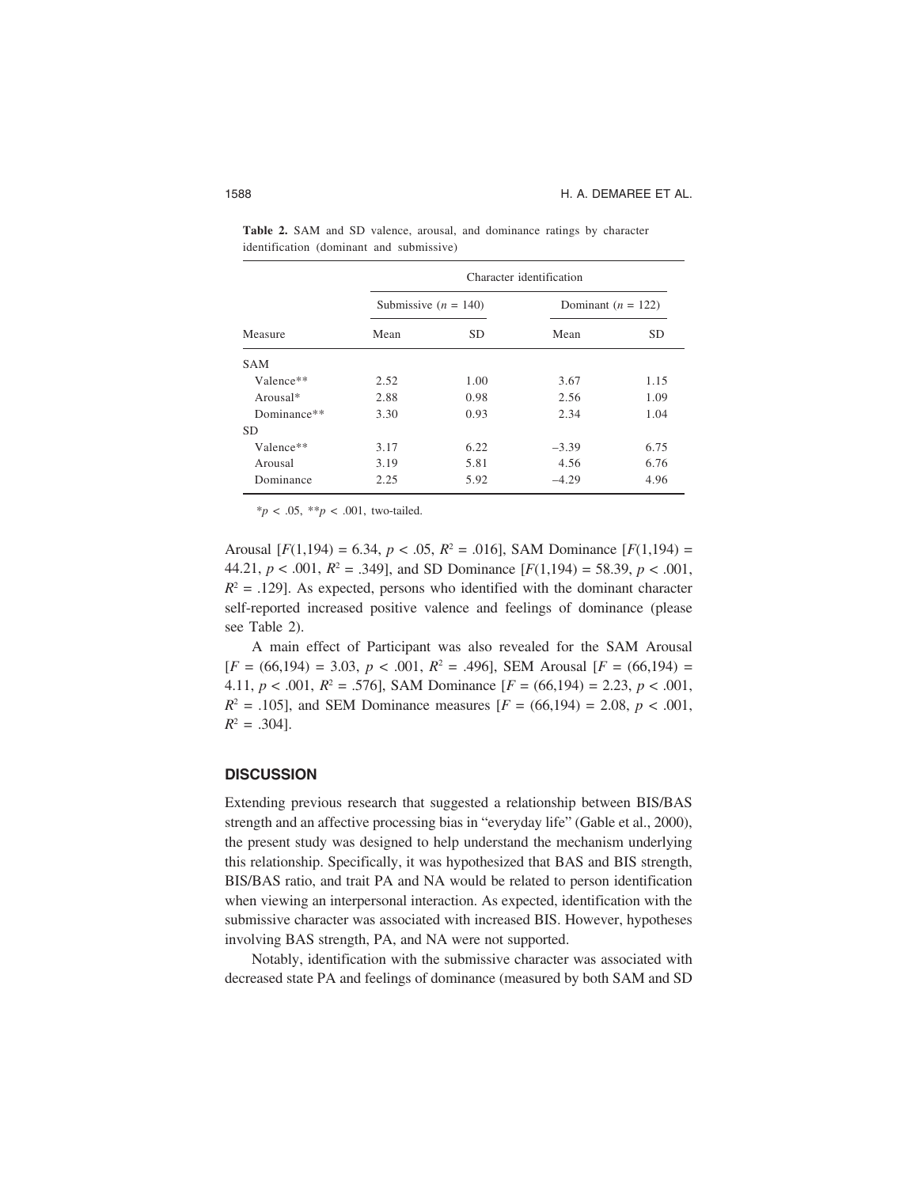**Table 2.** SAM and SD valence, arousal, and dominance ratings by character identification (dominant and submissive)

| | Character identification | | | |
|---|---|---|---|---|
| | Submissive ($n$ = 140) | | Dominant ($n$ = 122) | |
| Measure | Mean | SD | Mean | SD |
| SAM | | | | |
| Valence** | 2.52 | 1.00 | 3.67 | 1.15 |
| Arousal* | 2.88 | 0.98 | 2.56 | 1.09 |
| Dominance** | 3.30 | 0.93 | 2.34 | 1.04 |
| SD | | | | |
| Valence** | 3.17 | 6.22 | –3.39 | 6.75 |
| Arousal | 3.19 | 5.81 | 4.56 | 6.76 |
| Dominance | 2.25 | 5.92 | –4.29 | 4.96 |

*$p < .05$, **$p < .001$, two-tailed.

Arousal [$F(1,194) = 6.34$, $p < .05$, $R^2 = .016$], SAM Dominance [$F(1,194) = 44.21$, $p < .001$, $R^2 = .349$], and SD Dominance [$F(1,194) = 58.39$, $p < .001$, $R^2 = .129$]. As expected, persons who identified with the dominant character self-reported increased positive valence and feelings of dominance (please see Table 2).

A main effect of Participant was also revealed for the SAM Arousal [$F = (66,194) = 3.03$, $p < .001$, $R^2 = .496$], SEM Arousal [$F = (66,194) = 4.11$, $p < .001$, $R^2 = .576$], SAM Dominance [$F = (66,194) = 2.23$, $p < .001$, $R^2 = .105$], and SEM Dominance measures [$F = (66,194) = 2.08$, $p < .001$, $R^2 = .304$].

## DISCUSSION

Extending previous research that suggested a relationship between BIS/BAS strength and an affective processing bias in "everyday life" (Gable et al., 2000), the present study was designed to help understand the mechanism underlying this relationship. Specifically, it was hypothesized that BAS and BIS strength, BIS/BAS ratio, and trait PA and NA would be related to person identification when viewing an interpersonal interaction. As expected, identification with the submissive character was associated with increased BIS. However, hypotheses involving BAS strength, PA, and NA were not supported.

Notably, identification with the submissive character was associated with decreased state PA and feelings of dominance (measured by both SAM and SD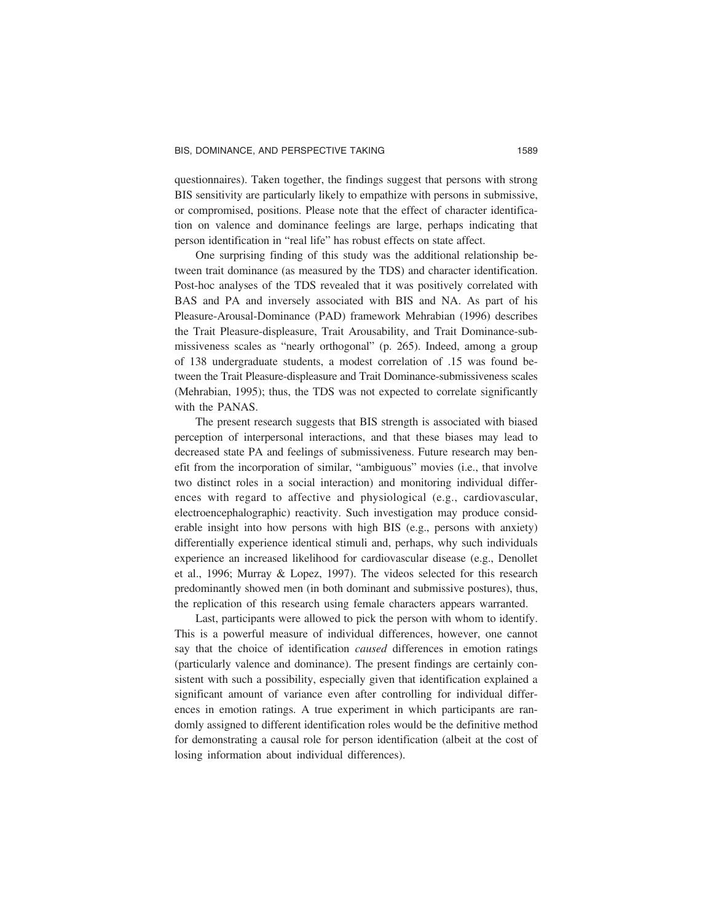questionnaires). Taken together, the findings suggest that persons with strong BIS sensitivity are particularly likely to empathize with persons in submissive, or compromised, positions. Please note that the effect of character identification on valence and dominance feelings are large, perhaps indicating that person identification in "real life" has robust effects on state affect.

One surprising finding of this study was the additional relationship between trait dominance (as measured by the TDS) and character identification. Post-hoc analyses of the TDS revealed that it was positively correlated with BAS and PA and inversely associated with BIS and NA. As part of his Pleasure-Arousal-Dominance (PAD) framework Mehrabian (1996) describes the Trait Pleasure-displeasure, Trait Arousability, and Trait Dominance-submissiveness scales as "nearly orthogonal" (p. 265). Indeed, among a group of 138 undergraduate students, a modest correlation of .15 was found between the Trait Pleasure-displeasure and Trait Dominance-submissiveness scales (Mehrabian, 1995); thus, the TDS was not expected to correlate significantly with the PANAS.

The present research suggests that BIS strength is associated with biased perception of interpersonal interactions, and that these biases may lead to decreased state PA and feelings of submissiveness. Future research may benefit from the incorporation of similar, "ambiguous" movies (i.e., that involve two distinct roles in a social interaction) and monitoring individual differences with regard to affective and physiological (e.g., cardiovascular, electroencephalographic) reactivity. Such investigation may produce considerable insight into how persons with high BIS (e.g., persons with anxiety) differentially experience identical stimuli and, perhaps, why such individuals experience an increased likelihood for cardiovascular disease (e.g., Denollet et al., 1996; Murray & Lopez, 1997). The videos selected for this research predominantly showed men (in both dominant and submissive postures), thus, the replication of this research using female characters appears warranted.

Last, participants were allowed to pick the person with whom to identify. This is a powerful measure of individual differences, however, one cannot say that the choice of identification *caused* differences in emotion ratings (particularly valence and dominance). The present findings are certainly consistent with such a possibility, especially given that identification explained a significant amount of variance even after controlling for individual differences in emotion ratings. A true experiment in which participants are randomly assigned to different identification roles would be the definitive method for demonstrating a causal role for person identification (albeit at the cost of losing information about individual differences).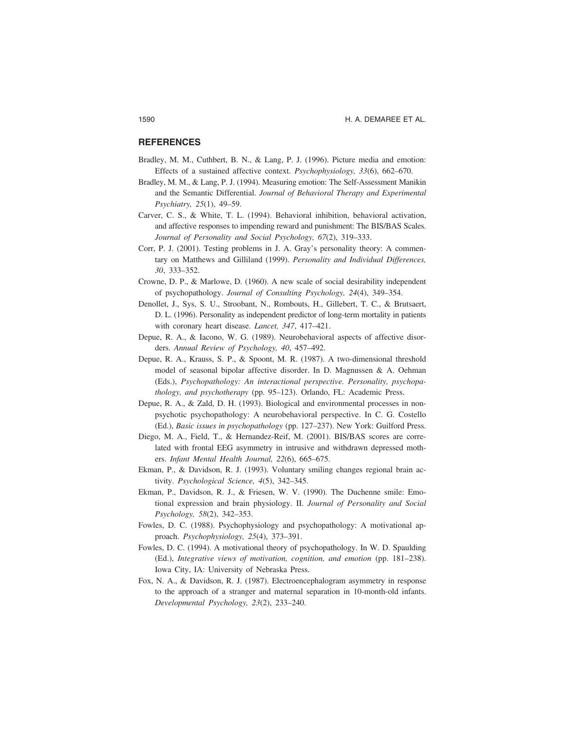## REFERENCES

Bradley, M. M., Cuthbert, B. N., & Lang, P. J. (1996). Picture media and emotion: Effects of a sustained affective context. *Psychophysiology, 33*(6), 662–670.

Bradley, M. M., & Lang, P. J. (1994). Measuring emotion: The Self-Assessment Manikin and the Semantic Differential. *Journal of Behavioral Therapy and Experimental Psychiatry, 25*(1), 49–59.

Carver, C. S., & White, T. L. (1994). Behavioral inhibition, behavioral activation, and affective responses to impending reward and punishment: The BIS/BAS Scales. *Journal of Personality and Social Psychology, 67*(2), 319–333.

Corr, P. J. (2001). Testing problems in J. A. Gray's personality theory: A commentary on Matthews and Gilliland (1999). *Personality and Individual Differences, 30*, 333–352.

Crowne, D. P., & Marlowe, D. (1960). A new scale of social desirability independent of psychopathology. *Journal of Consulting Psychology, 24*(4), 349–354.

Denollet, J., Sys, S. U., Stroobant, N., Rombouts, H., Gillebert, T. C., & Brutsaert, D. L. (1996). Personality as independent predictor of long-term mortality in patients with coronary heart disease. *Lancet, 347*, 417–421.

Depue, R. A., & Iacono, W. G. (1989). Neurobehavioral aspects of affective disorders. *Annual Review of Psychology, 40*, 457–492.

Depue, R. A., Krauss, S. P., & Spoont, M. R. (1987). A two-dimensional threshold model of seasonal bipolar affective disorder. In D. Magnussen & A. Oehman (Eds.), *Psychopathology: An interactional perspective. Personality, psychopathology, and psychotherapy* (pp. 95–123). Orlando, FL: Academic Press.

Depue, R. A., & Zald, D. H. (1993). Biological and environmental processes in nonpsychotic psychopathology: A neurobehavioral perspective. In C. G. Costello (Ed.), *Basic issues in psychopathology* (pp. 127–237). New York: Guilford Press.

Diego, M. A., Field, T., & Hernandez-Reif, M. (2001). BIS/BAS scores are correlated with frontal EEG asymmetry in intrusive and withdrawn depressed mothers. *Infant Mental Health Journal, 22*(6), 665–675.

Ekman, P., & Davidson, R. J. (1993). Voluntary smiling changes regional brain activity. *Psychological Science, 4*(5), 342–345.

Ekman, P., Davidson, R. J., & Friesen, W. V. (1990). The Duchenne smile: Emotional expression and brain physiology. II. *Journal of Personality and Social Psychology, 58*(2), 342–353.

Fowles, D. C. (1988). Psychophysiology and psychopathology: A motivational approach. *Psychophysiology, 25*(4), 373–391.

Fowles, D. C. (1994). A motivational theory of psychopathology. In W. D. Spaulding (Ed.), *Integrative views of motivation, cognition, and emotion* (pp. 181–238). Iowa City, IA: University of Nebraska Press.

Fox, N. A., & Davidson, R. J. (1987). Electroencephalogram asymmetry in response to the approach of a stranger and maternal separation in 10-month-old infants. *Developmental Psychology, 23*(2), 233–240.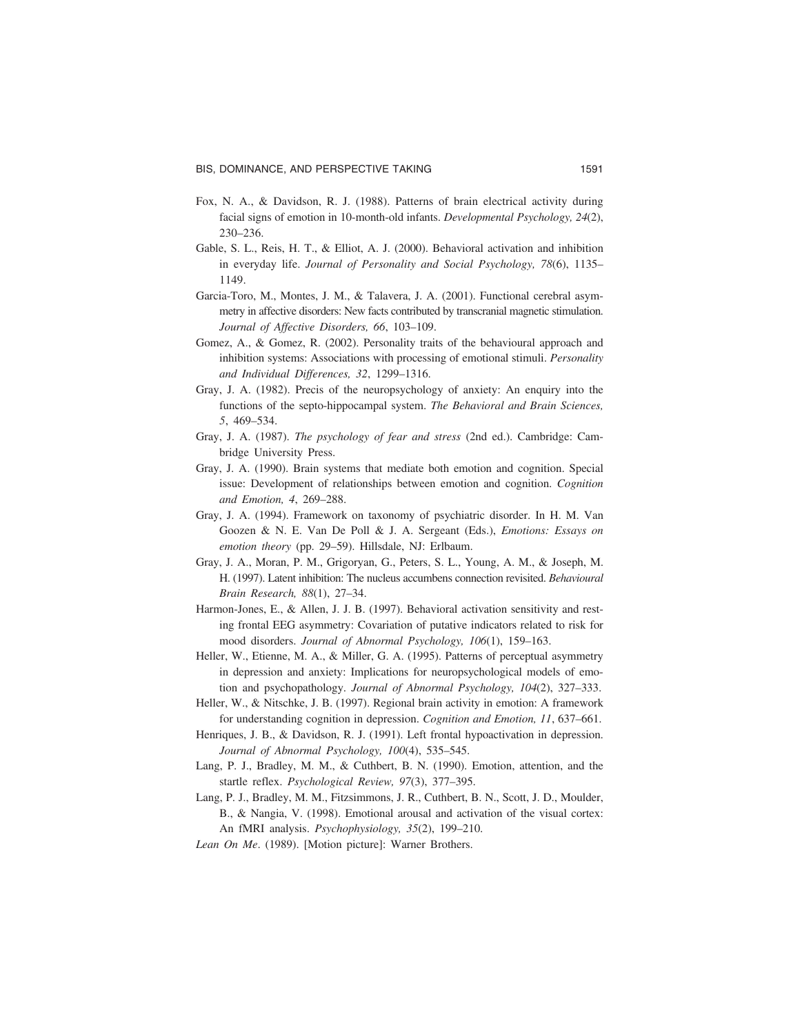Fox, N. A., & Davidson, R. J. (1988). Patterns of brain electrical activity during facial signs of emotion in 10-month-old infants. *Developmental Psychology, 24*(2), 230–236.

Gable, S. L., Reis, H. T., & Elliot, A. J. (2000). Behavioral activation and inhibition in everyday life. *Journal of Personality and Social Psychology, 78*(6), 1135–1149.

Garcia-Toro, M., Montes, J. M., & Talavera, J. A. (2001). Functional cerebral asymmetry in affective disorders: New facts contributed by transcranial magnetic stimulation. *Journal of Affective Disorders, 66*, 103–109.

Gomez, A., & Gomez, R. (2002). Personality traits of the behavioural approach and inhibition systems: Associations with processing of emotional stimuli. *Personality and Individual Differences, 32*, 1299–1316.

Gray, J. A. (1982). Precis of the neuropsychology of anxiety: An enquiry into the functions of the septo-hippocampal system. *The Behavioral and Brain Sciences, 5*, 469–534.

Gray, J. A. (1987). *The psychology of fear and stress* (2nd ed.). Cambridge: Cambridge University Press.

Gray, J. A. (1990). Brain systems that mediate both emotion and cognition. Special issue: Development of relationships between emotion and cognition. *Cognition and Emotion, 4*, 269–288.

Gray, J. A. (1994). Framework on taxonomy of psychiatric disorder. In H. M. Van Goozen & N. E. Van De Poll & J. A. Sergeant (Eds.), *Emotions: Essays on emotion theory* (pp. 29–59). Hillsdale, NJ: Erlbaum.

Gray, J. A., Moran, P. M., Grigoryan, G., Peters, S. L., Young, A. M., & Joseph, M. H. (1997). Latent inhibition: The nucleus accumbens connection revisited. *Behavioural Brain Research, 88*(1), 27–34.

Harmon-Jones, E., & Allen, J. J. B. (1997). Behavioral activation sensitivity and resting frontal EEG asymmetry: Covariation of putative indicators related to risk for mood disorders. *Journal of Abnormal Psychology, 106*(1), 159–163.

Heller, W., Etienne, M. A., & Miller, G. A. (1995). Patterns of perceptual asymmetry in depression and anxiety: Implications for neuropsychological models of emotion and psychopathology. *Journal of Abnormal Psychology, 104*(2), 327–333.

Heller, W., & Nitschke, J. B. (1997). Regional brain activity in emotion: A framework for understanding cognition in depression. *Cognition and Emotion, 11*, 637–661.

Henriques, J. B., & Davidson, R. J. (1991). Left frontal hypoactivation in depression. *Journal of Abnormal Psychology, 100*(4), 535–545.

Lang, P. J., Bradley, M. M., & Cuthbert, B. N. (1990). Emotion, attention, and the startle reflex. *Psychological Review, 97*(3), 377–395.

Lang, P. J., Bradley, M. M., Fitzsimmons, J. R., Cuthbert, B. N., Scott, J. D., Moulder, B., & Nangia, V. (1998). Emotional arousal and activation of the visual cortex: An fMRI analysis. *Psychophysiology, 35*(2), 199–210.

*Lean On Me*. (1989). [Motion picture]: Warner Brothers.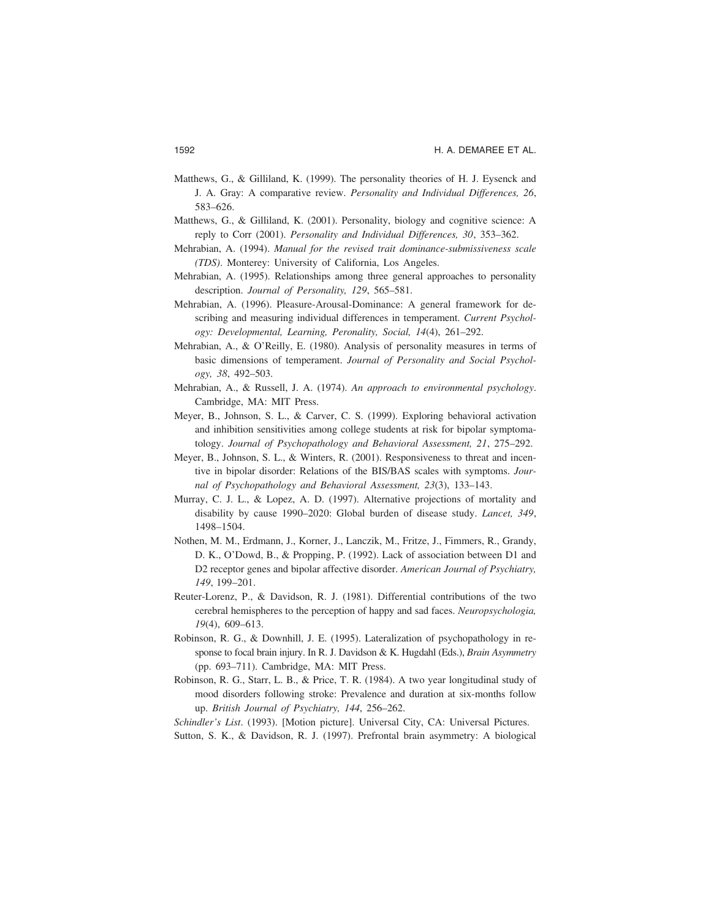Matthews, G., & Gilliland, K. (1999). The personality theories of H. J. Eysenck and J. A. Gray: A comparative review. *Personality and Individual Differences, 26*, 583–626.

Matthews, G., & Gilliland, K. (2001). Personality, biology and cognitive science: A reply to Corr (2001). *Personality and Individual Differences, 30*, 353–362.

Mehrabian, A. (1994). *Manual for the revised trait dominance-submissiveness scale (TDS)*. Monterey: University of California, Los Angeles.

Mehrabian, A. (1995). Relationships among three general approaches to personality description. *Journal of Personality, 129*, 565–581.

Mehrabian, A. (1996). Pleasure-Arousal-Dominance: A general framework for describing and measuring individual differences in temperament. *Current Psychology: Developmental, Learning, Peronality, Social, 14*(4), 261–292.

Mehrabian, A., & O'Reilly, E. (1980). Analysis of personality measures in terms of basic dimensions of temperament. *Journal of Personality and Social Psychology, 38*, 492–503.

Mehrabian, A., & Russell, J. A. (1974). *An approach to environmental psychology*. Cambridge, MA: MIT Press.

Meyer, B., Johnson, S. L., & Carver, C. S. (1999). Exploring behavioral activation and inhibition sensitivities among college students at risk for bipolar symptomatology. *Journal of Psychopathology and Behavioral Assessment, 21*, 275–292.

Meyer, B., Johnson, S. L., & Winters, R. (2001). Responsiveness to threat and incentive in bipolar disorder: Relations of the BIS/BAS scales with symptoms. *Journal of Psychopathology and Behavioral Assessment, 23*(3), 133–143.

Murray, C. J. L., & Lopez, A. D. (1997). Alternative projections of mortality and disability by cause 1990–2020: Global burden of disease study. *Lancet, 349*, 1498–1504.

Nothen, M. M., Erdmann, J., Korner, J., Lanczik, M., Fritze, J., Fimmers, R., Grandy, D. K., O'Dowd, B., & Propping, P. (1992). Lack of association between D1 and D2 receptor genes and bipolar affective disorder. *American Journal of Psychiatry, 149*, 199–201.

Reuter-Lorenz, P., & Davidson, R. J. (1981). Differential contributions of the two cerebral hemispheres to the perception of happy and sad faces. *Neuropsychologia, 19*(4), 609–613.

Robinson, R. G., & Downhill, J. E. (1995). Lateralization of psychopathology in response to focal brain injury. In R. J. Davidson & K. Hugdahl (Eds.), *Brain Asymmetry* (pp. 693–711). Cambridge, MA: MIT Press.

Robinson, R. G., Starr, L. B., & Price, T. R. (1984). A two year longitudinal study of mood disorders following stroke: Prevalence and duration at six-months follow up. *British Journal of Psychiatry, 144*, 256–262.

*Schindler's List*. (1993). [Motion picture]. Universal City, CA: Universal Pictures.

Sutton, S. K., & Davidson, R. J. (1997). Prefrontal brain asymmetry: A biological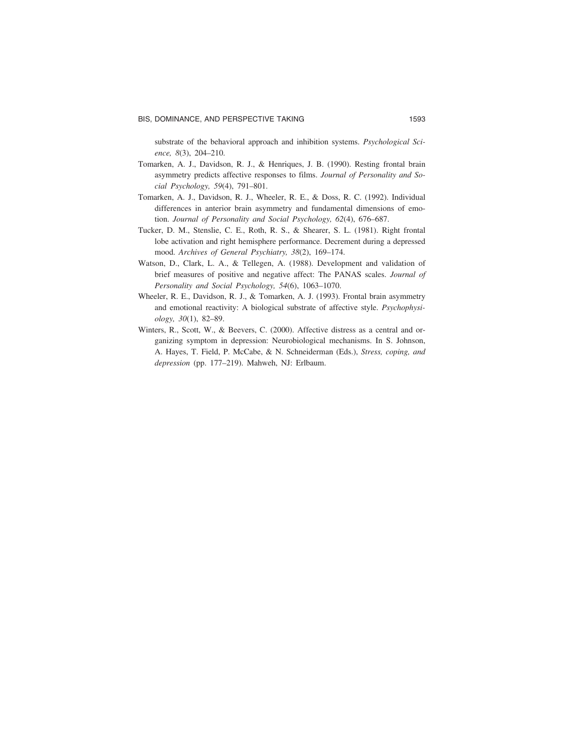substrate of the behavioral approach and inhibition systems. *Psychological Science, 8*(3), 204–210.

Tomarken, A. J., Davidson, R. J., & Henriques, J. B. (1990). Resting frontal brain asymmetry predicts affective responses to films. *Journal of Personality and Social Psychology, 59*(4), 791–801.

Tomarken, A. J., Davidson, R. J., Wheeler, R. E., & Doss, R. C. (1992). Individual differences in anterior brain asymmetry and fundamental dimensions of emotion. *Journal of Personality and Social Psychology, 62*(4), 676–687.

Tucker, D. M., Stenslie, C. E., Roth, R. S., & Shearer, S. L. (1981). Right frontal lobe activation and right hemisphere performance. Decrement during a depressed mood. *Archives of General Psychiatry, 38*(2), 169–174.

Watson, D., Clark, L. A., & Tellegen, A. (1988). Development and validation of brief measures of positive and negative affect: The PANAS scales. *Journal of Personality and Social Psychology, 54*(6), 1063–1070.

Wheeler, R. E., Davidson, R. J., & Tomarken, A. J. (1993). Frontal brain asymmetry and emotional reactivity: A biological substrate of affective style. *Psychophysiology, 30*(1), 82–89.

Winters, R., Scott, W., & Beevers, C. (2000). Affective distress as a central and organizing symptom in depression: Neurobiological mechanisms. In S. Johnson, A. Hayes, T. Field, P. McCabe, & N. Schneiderman (Eds.), *Stress, coping, and depression* (pp. 177–219). Mahweh, NJ: Erlbaum.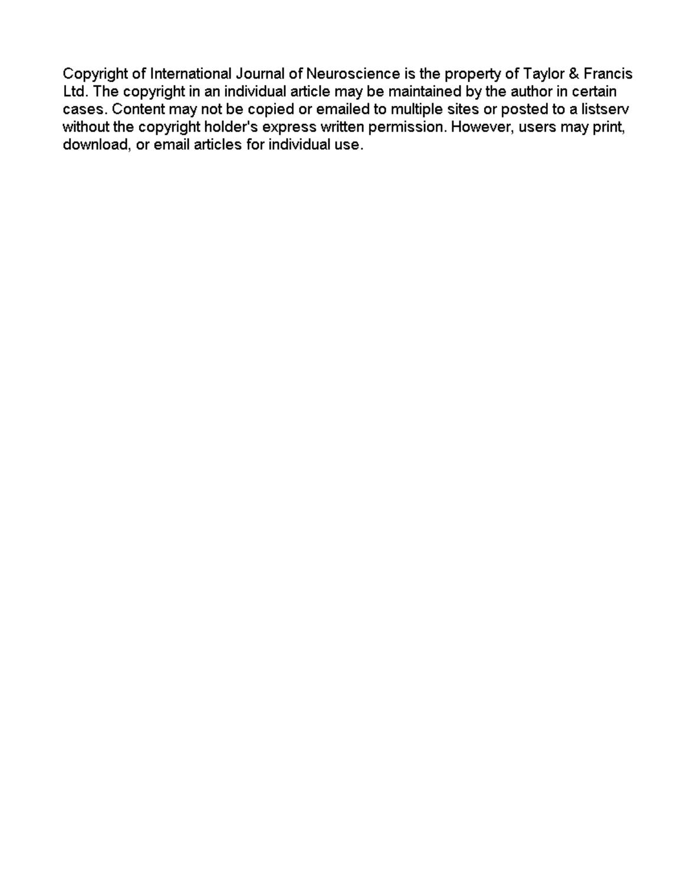Copyright of International Journal of Neuroscience is the property of Taylor & Francis Ltd. The copyright in an individual article may be maintained by the author in certain cases. Content may not be copied or emailed to multiple sites or posted to a listserv without the copyright holder's express written permission. However, users may print, download, or email articles for individual use.